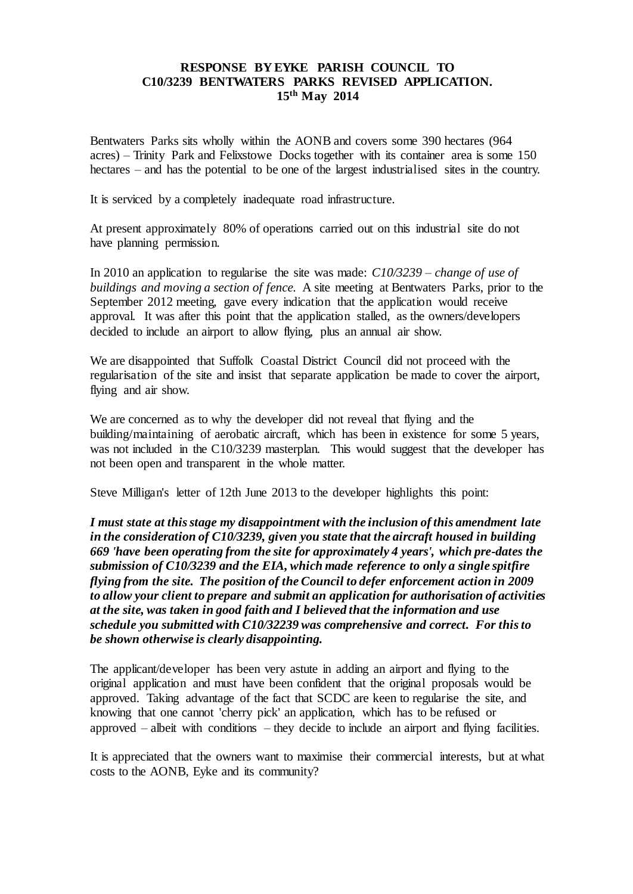# RESPONSE BY EYKE PARISH COUNCIL TO C10/3239 BENTWATERS PARKS REVISED APPLICATION.
## 15th May 2014

Bentwaters Parks sits wholly within the AONB and covers some 390 hectares (964 acres) – Trinity Park and Felixstowe Docks together with its container area is some 150 hectares – and has the potential to be one of the largest industrialised sites in the country.

It is serviced by a completely inadequate road infrastructure.

At present approximately 80% of operations carried out on this industrial site do not have planning permission.

In 2010 an application to regularise the site was made: *C10/3239 – change of use of buildings and moving a section of fence.* A site meeting at Bentwaters Parks, prior to the September 2012 meeting, gave every indication that the application would receive approval. It was after this point that the application stalled, as the owners/developers decided to include an airport to allow flying, plus an annual air show.

We are disappointed that Suffolk Coastal District Council did not proceed with the regularisation of the site and insist that separate application be made to cover the airport, flying and air show.

We are concerned as to why the developer did not reveal that flying and the building/maintaining of aerobatic aircraft, which has been in existence for some 5 years, was not included in the C10/3239 masterplan. This would suggest that the developer has not been open and transparent in the whole matter.

Steve Milligan's letter of 12th June 2013 to the developer highlights this point:

***I must state at this stage my disappointment with the inclusion of this amendment late in the consideration of C10/3239, given you state that the aircraft housed in building 669 'have been operating from the site for approximately 4 years', which pre-dates the submission of C10/3239 and the EIA, which made reference to only a single spitfire flying from the site. The position of the Council to defer enforcement action in 2009 to allow your client to prepare and submit an application for authorisation of activities at the site, was taken in good faith and I believed that the information and use schedule you submitted with C10/32239 was comprehensive and correct. For this to be shown otherwise is clearly disappointing.***

The applicant/developer has been very astute in adding an airport and flying to the original application and must have been confident that the original proposals would be approved. Taking advantage of the fact that SCDC are keen to regularise the site, and knowing that one cannot 'cherry pick' an application, which has to be refused or approved – albeit with conditions – they decide to include an airport and flying facilities.

It is appreciated that the owners want to maximise their commercial interests, but at what costs to the AONB, Eyke and its community?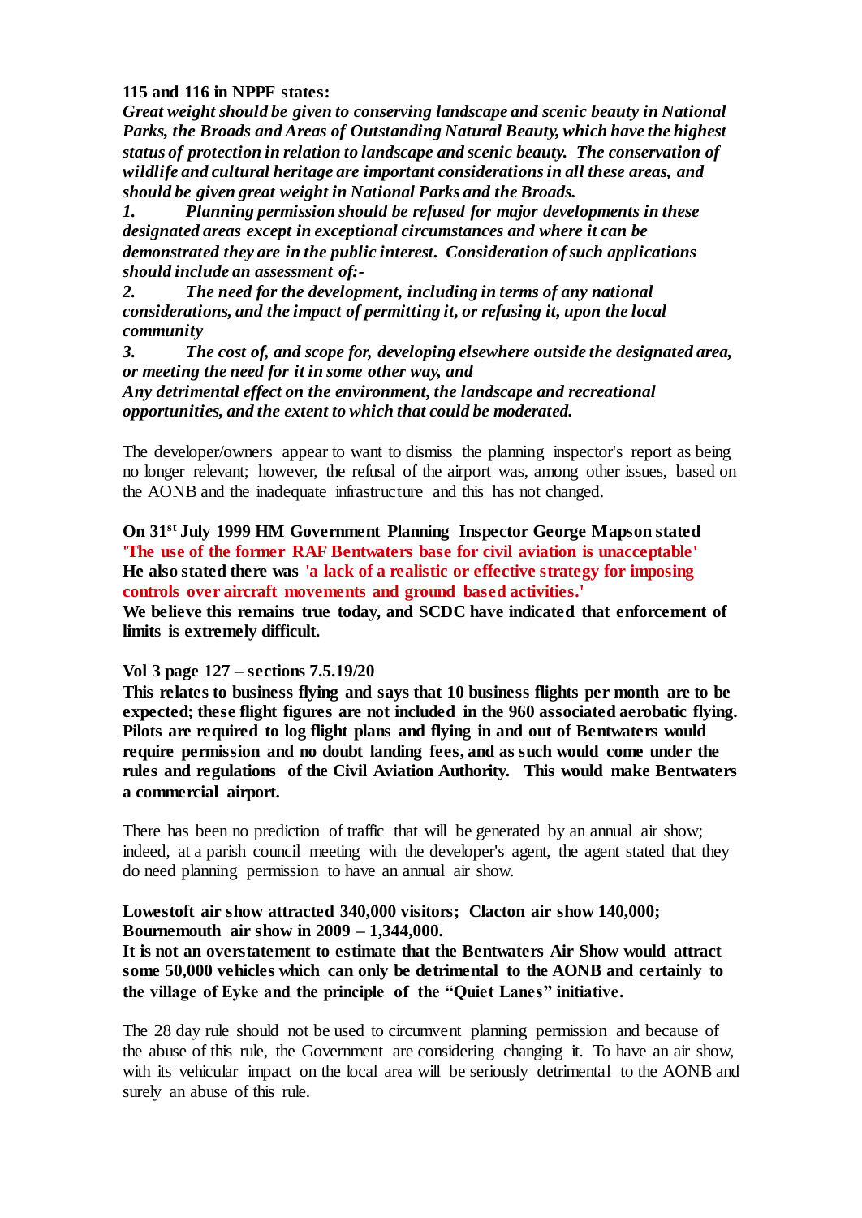**115 and 116 in NPPF states:**

***Great weight should be given to conserving landscape and scenic beauty in National Parks, the Broads and Areas of Outstanding Natural Beauty, which have the highest status of protection in relation to landscape and scenic beauty. The conservation of wildlife and cultural heritage are important considerations in all these areas, and should be given great weight in National Parks and the Broads.***

***1. Planning permission should be refused for major developments in these designated areas except in exceptional circumstances and where it can be demonstrated they are in the public interest. Consideration of such applications should include an assessment of:-***

***2. The need for the development, including in terms of any national considerations, and the impact of permitting it, or refusing it, upon the local community***

***3. The cost of, and scope for, developing elsewhere outside the designated area, or meeting the need for it in some other way, and***

***Any detrimental effect on the environment, the landscape and recreational opportunities, and the extent to which that could be moderated.***

The developer/owners appear to want to dismiss the planning inspector's report as being no longer relevant; however, the refusal of the airport was, among other issues, based on the AONB and the inadequate infrastructure and this has not changed.

**On 31st July 1999 HM Government Planning Inspector George Mapson stated 'The use of the former RAF Bentwaters base for civil aviation is unacceptable'**
**He also stated there was 'a lack of a realistic or effective strategy for imposing controls over aircraft movements and ground based activities.'**
**We believe this remains true today, and SCDC have indicated that enforcement of limits is extremely difficult.**

**Vol 3 page 127 – sections 7.5.19/20**
**This relates to business flying and says that 10 business flights per month are to be expected; these flight figures are not included in the 960 associated aerobatic flying. Pilots are required to log flight plans and flying in and out of Bentwaters would require permission and no doubt landing fees, and as such would come under the rules and regulations of the Civil Aviation Authority. This would make Bentwaters a commercial airport.**

There has been no prediction of traffic that will be generated by an annual air show; indeed, at a parish council meeting with the developer's agent, the agent stated that they do need planning permission to have an annual air show.

**Lowestoft air show attracted 340,000 visitors; Clacton air show 140,000; Bournemouth air show in 2009 – 1,344,000.**
**It is not an overstatement to estimate that the Bentwaters Air Show would attract some 50,000 vehicles which can only be detrimental to the AONB and certainly to the village of Eyke and the principle of the "Quiet Lanes" initiative.**

The 28 day rule should not be used to circumvent planning permission and because of the abuse of this rule, the Government are considering changing it. To have an air show, with its vehicular impact on the local area will be seriously detrimental to the AONB and surely an abuse of this rule.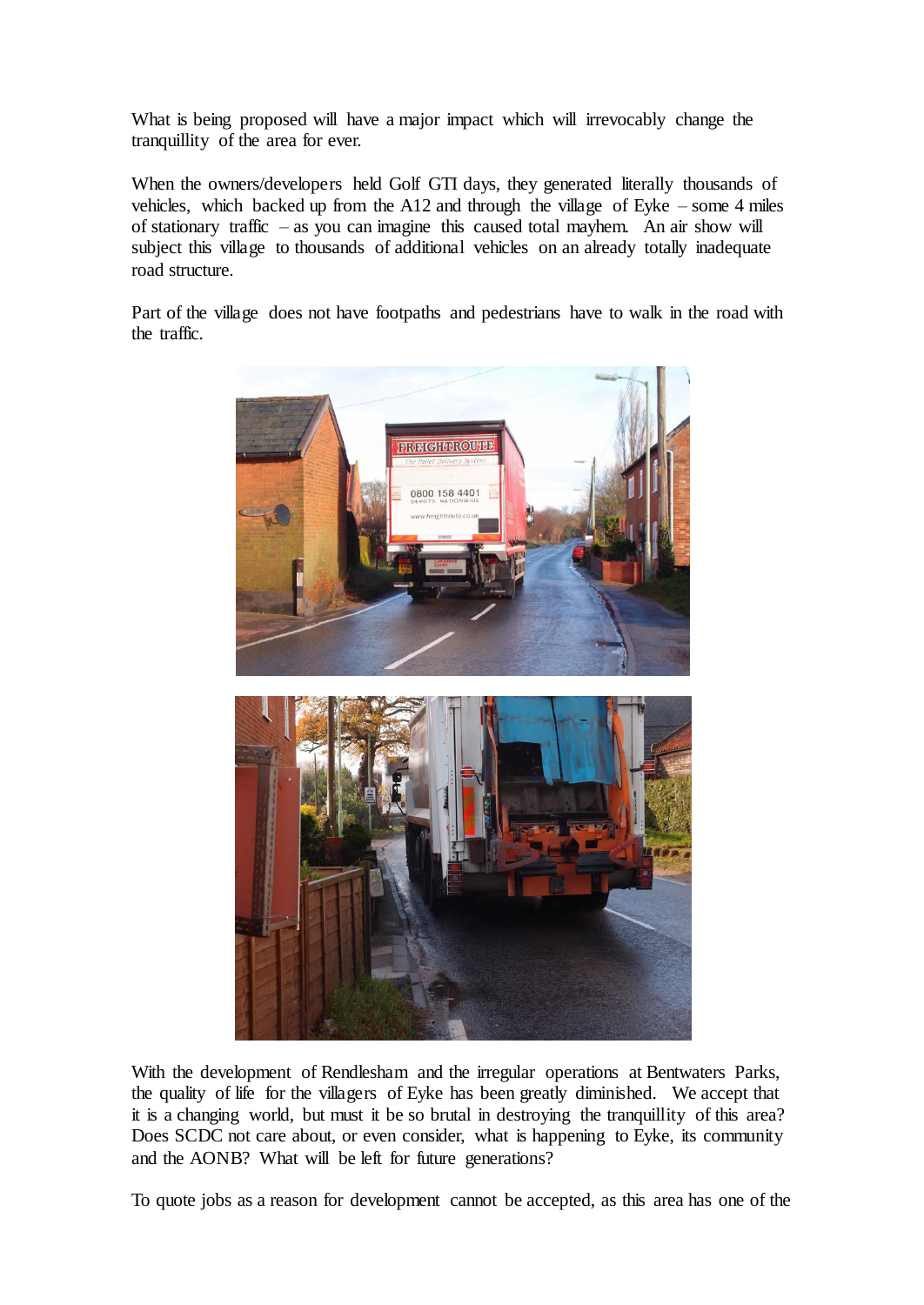What is being proposed will have a major impact which will irrevocably change the tranquillity of the area for ever.

When the owners/developers held Golf GTI days, they generated literally thousands of vehicles, which backed up from the A12 and through the village of Eyke – some 4 miles of stationary traffic – as you can imagine this caused total mayhem. An air show will subject this village to thousands of additional vehicles on an already totally inadequate road structure.

Part of the village does not have footpaths and pedestrians have to walk in the road with the traffic.

With the development of Rendlesham and the irregular operations at Bentwaters Parks, the quality of life for the villagers of Eyke has been greatly diminished. We accept that it is a changing world, but must it be so brutal in destroying the tranquillity of this area? Does SCDC not care about, or even consider, what is happening to Eyke, its community and the AONB? What will be left for future generations?

To quote jobs as a reason for development cannot be accepted, as this area has one of the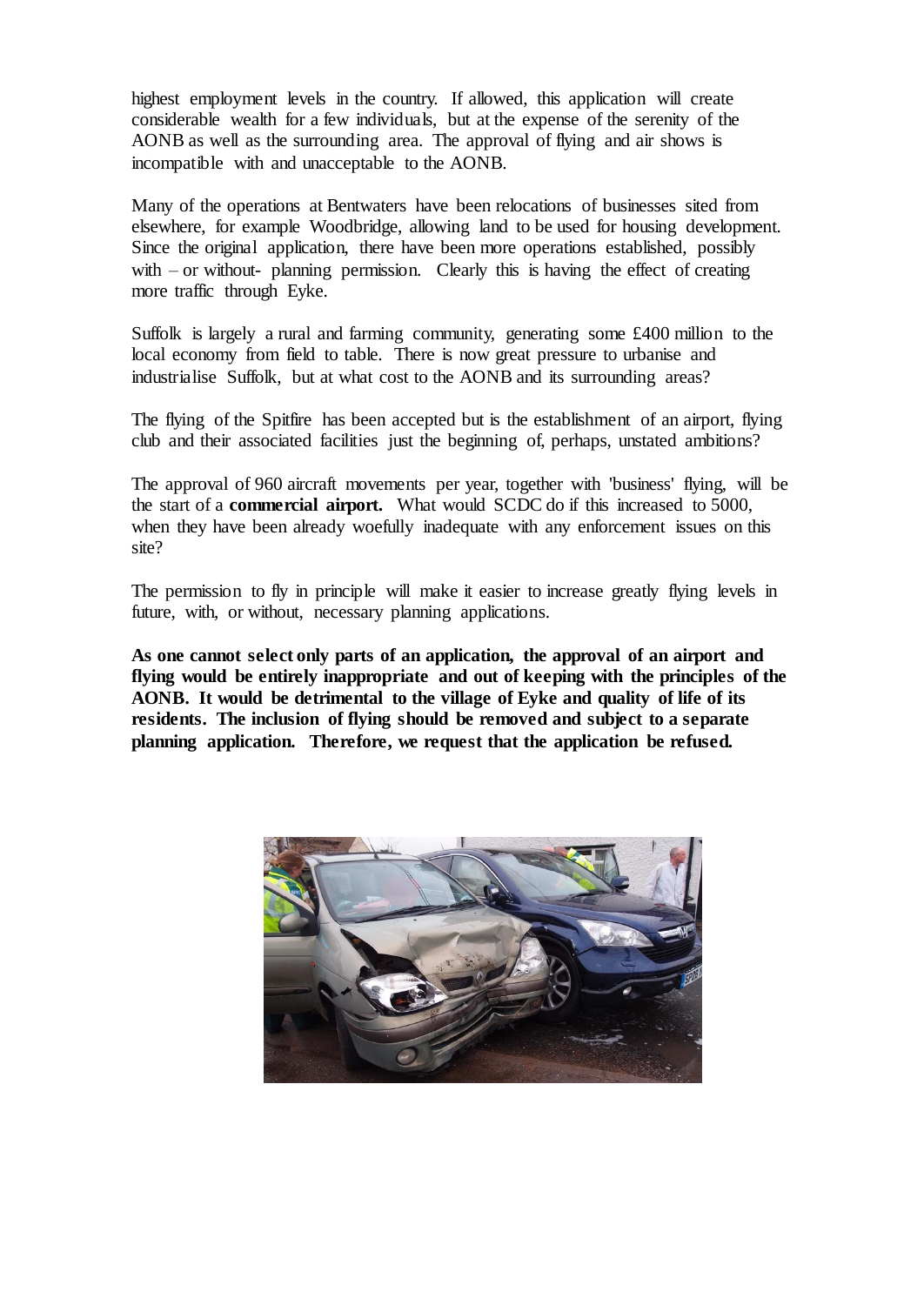highest employment levels in the country. If allowed, this application will create considerable wealth for a few individuals, but at the expense of the serenity of the AONB as well as the surrounding area. The approval of flying and air shows is incompatible with and unacceptable to the AONB.

Many of the operations at Bentwaters have been relocations of businesses sited from elsewhere, for example Woodbridge, allowing land to be used for housing development. Since the original application, there have been more operations established, possibly with – or without- planning permission. Clearly this is having the effect of creating more traffic through Eyke.

Suffolk is largely a rural and farming community, generating some £400 million to the local economy from field to table. There is now great pressure to urbanise and industrialise Suffolk, but at what cost to the AONB and its surrounding areas?

The flying of the Spitfire has been accepted but is the establishment of an airport, flying club and their associated facilities just the beginning of, perhaps, unstated ambitions?

The approval of 960 aircraft movements per year, together with 'business' flying, will be the start of a **commercial airport.** What would SCDC do if this increased to 5000, when they have been already woefully inadequate with any enforcement issues on this site?

The permission to fly in principle will make it easier to increase greatly flying levels in future, with, or without, necessary planning applications.

**As one cannot select only parts of an application, the approval of an airport and flying would be entirely inappropriate and out of keeping with the principles of the AONB. It would be detrimental to the village of Eyke and quality of life of its residents. The inclusion of flying should be removed and subject to a separate planning application. Therefore, we request that the application be refused.**